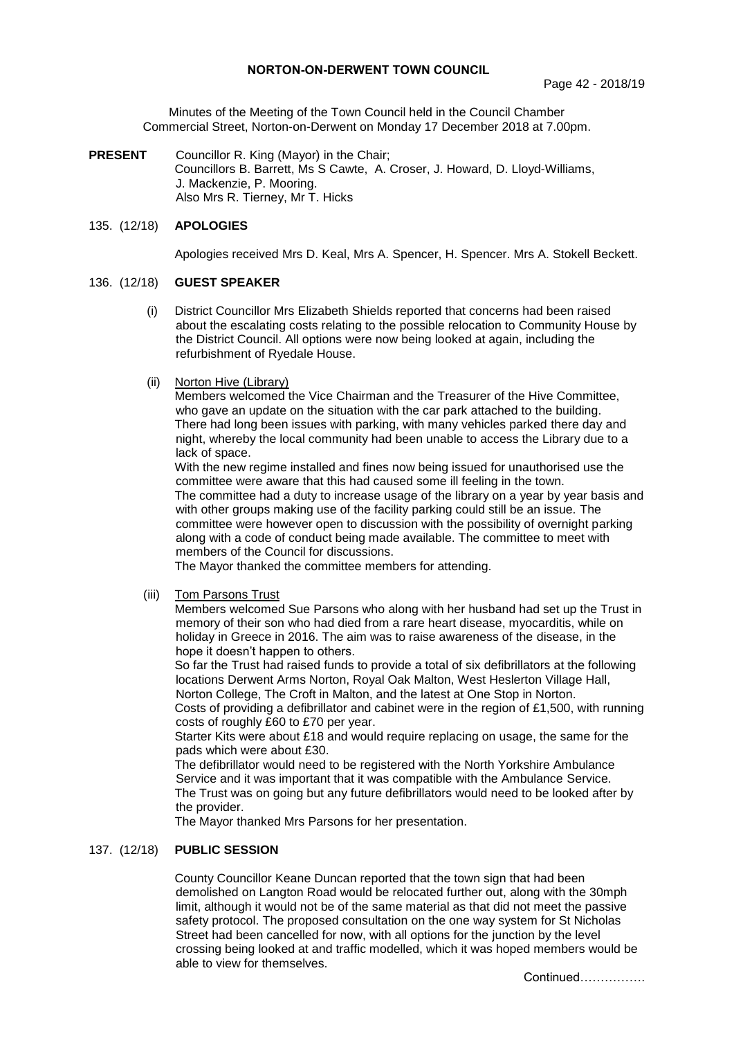# NORTON-ON-DERWENT TOWN COUNCIL

Minutes of the Meeting of the Town Council held in the Council Chamber Commercial Street, Norton-on-Derwent on Monday 17 December 2018 at 7.00pm.

**PRESENT** Councillor R. King (Mayor) in the Chair;
Councillors B. Barrett, Ms S Cawte, A. Croser, J. Howard, D. Lloyd-Williams, J. Mackenzie, P. Mooring.
Also Mrs R. Tierney, Mr T. Hicks

## 135. (12/18) APOLOGIES

Apologies received Mrs D. Keal, Mrs A. Spencer, H. Spencer. Mrs A. Stokell Beckett.

## 136. (12/18) GUEST SPEAKER

(i) District Councillor Mrs Elizabeth Shields reported that concerns had been raised about the escalating costs relating to the possible relocation to Community House by the District Council. All options were now being looked at again, including the refurbishment of Ryedale House.

(ii) Norton Hive (Library)

Members welcomed the Vice Chairman and the Treasurer of the Hive Committee, who gave an update on the situation with the car park attached to the building. There had long been issues with parking, with many vehicles parked there day and night, whereby the local community had been unable to access the Library due to a lack of space.

With the new regime installed and fines now being issued for unauthorised use the committee were aware that this had caused some ill feeling in the town.

The committee had a duty to increase usage of the library on a year by year basis and with other groups making use of the facility parking could still be an issue. The committee were however open to discussion with the possibility of overnight parking along with a code of conduct being made available. The committee to meet with members of the Council for discussions.

The Mayor thanked the committee members for attending.

(iii) Tom Parsons Trust

Members welcomed Sue Parsons who along with her husband had set up the Trust in memory of their son who had died from a rare heart disease, myocarditis, while on holiday in Greece in 2016. The aim was to raise awareness of the disease, in the hope it doesn't happen to others.

So far the Trust had raised funds to provide a total of six defibrillators at the following locations Derwent Arms Norton, Royal Oak Malton, West Heslerton Village Hall, Norton College, The Croft in Malton, and the latest at One Stop in Norton.

Costs of providing a defibrillator and cabinet were in the region of £1,500, with running costs of roughly £60 to £70 per year.

Starter Kits were about £18 and would require replacing on usage, the same for the pads which were about £30.

The defibrillator would need to be registered with the North Yorkshire Ambulance Service and it was important that it was compatible with the Ambulance Service.

The Trust was on going but any future defibrillators would need to be looked after by the provider.

The Mayor thanked Mrs Parsons for her presentation.

## 137. (12/18) PUBLIC SESSION

County Councillor Keane Duncan reported that the town sign that had been demolished on Langton Road would be relocated further out, along with the 30mph limit, although it would not be of the same material as that did not meet the passive safety protocol. The proposed consultation on the one way system for St Nicholas Street had been cancelled for now, with all options for the junction by the level crossing being looked at and traffic modelled, which it was hoped members would be able to view for themselves.

Continued…………….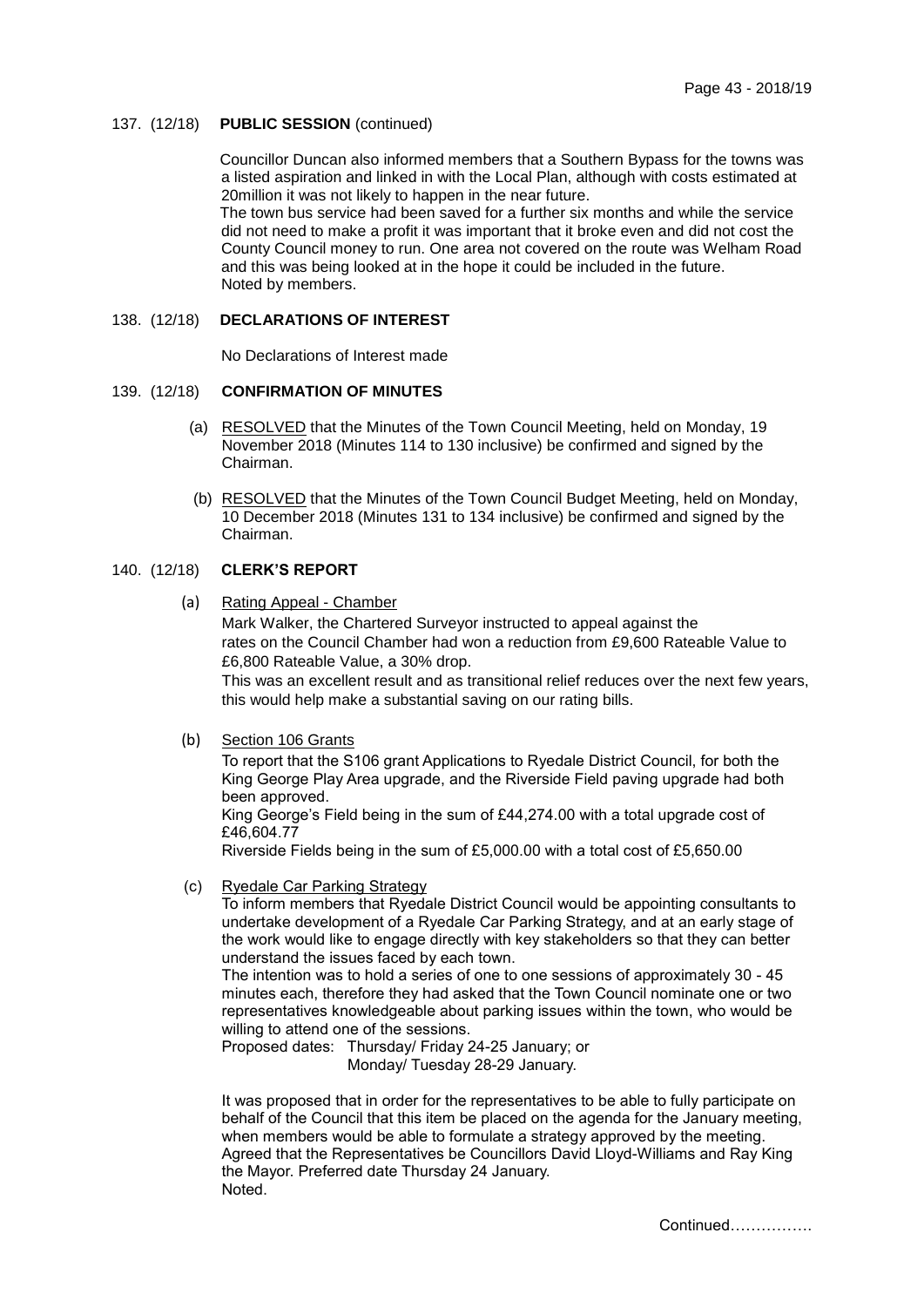## 137. (12/18) PUBLIC SESSION (continued)

Councillor Duncan also informed members that a Southern Bypass for the towns was a listed aspiration and linked in with the Local Plan, although with costs estimated at 20million it was not likely to happen in the near future.
The town bus service had been saved for a further six months and while the service did not need to make a profit it was important that it broke even and did not cost the County Council money to run. One area not covered on the route was Welham Road and this was being looked at in the hope it could be included in the future.
Noted by members.

## 138. (12/18) DECLARATIONS OF INTEREST

No Declarations of Interest made

## 139. (12/18) CONFIRMATION OF MINUTES

(a) RESOLVED that the Minutes of the Town Council Meeting, held on Monday, 19 November 2018 (Minutes 114 to 130 inclusive) be confirmed and signed by the Chairman.

(b) RESOLVED that the Minutes of the Town Council Budget Meeting, held on Monday, 10 December 2018 (Minutes 131 to 134 inclusive) be confirmed and signed by the Chairman.

## 140. (12/18) CLERK'S REPORT

(a) Rating Appeal - Chamber

Mark Walker, the Chartered Surveyor instructed to appeal against the rates on the Council Chamber had won a reduction from £9,600 Rateable Value to £6,800 Rateable Value, a 30% drop.
This was an excellent result and as transitional relief reduces over the next few years, this would help make a substantial saving on our rating bills.

(b) Section 106 Grants

To report that the S106 grant Applications to Ryedale District Council, for both the King George Play Area upgrade, and the Riverside Field paving upgrade had both been approved.
King George's Field being in the sum of £44,274.00 with a total upgrade cost of £46,604.77
Riverside Fields being in the sum of £5,000.00 with a total cost of £5,650.00

(c) Ryedale Car Parking Strategy

To inform members that Ryedale District Council would be appointing consultants to undertake development of a Ryedale Car Parking Strategy, and at an early stage of the work would like to engage directly with key stakeholders so that they can better understand the issues faced by each town.
The intention was to hold a series of one to one sessions of approximately 30 - 45 minutes each, therefore they had asked that the Town Council nominate one or two representatives knowledgeable about parking issues within the town, who would be willing to attend one of the sessions.
Proposed dates: Thursday/ Friday 24-25 January; or
Monday/ Tuesday 28-29 January.

It was proposed that in order for the representatives to be able to fully participate on behalf of the Council that this item be placed on the agenda for the January meeting, when members would be able to formulate a strategy approved by the meeting.
Agreed that the Representatives be Councillors David Lloyd-Williams and Ray King the Mayor. Preferred date Thursday 24 January.
Noted.

Continued…………….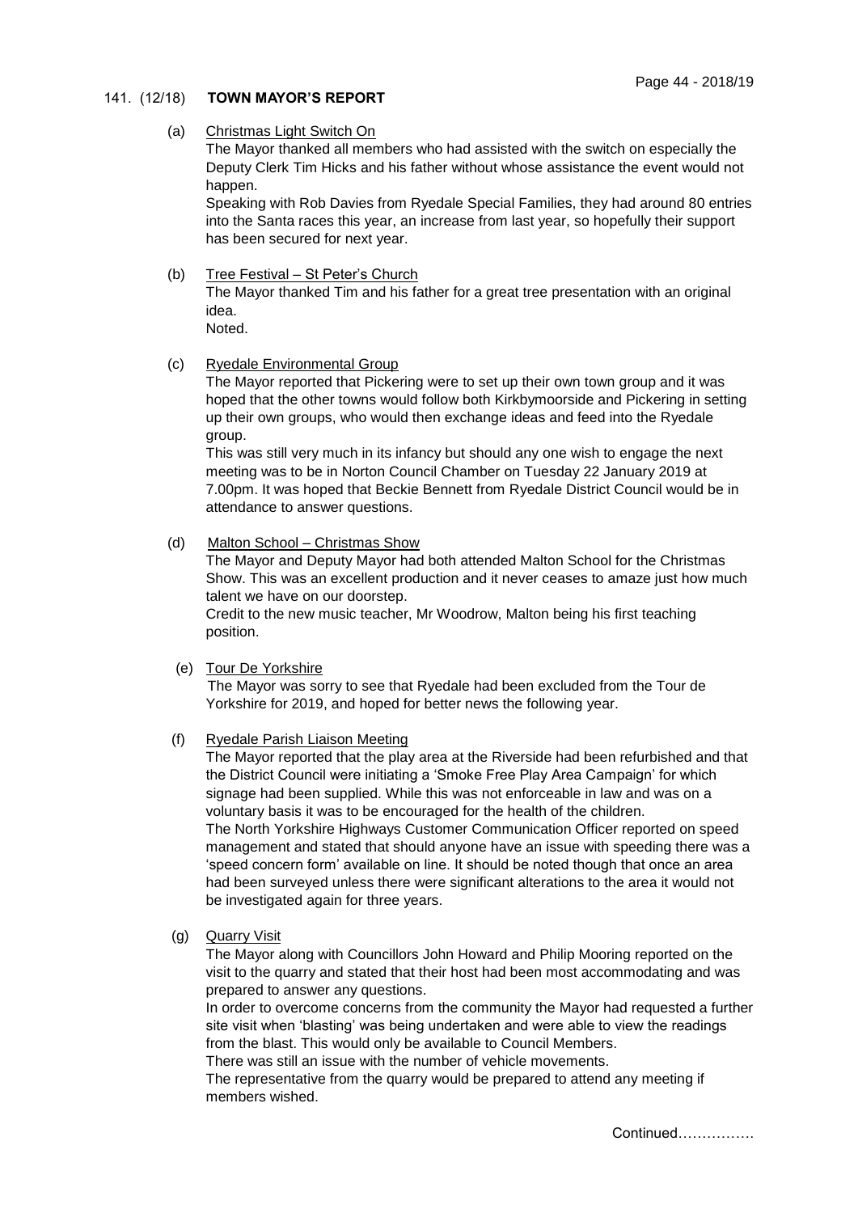## 141. (12/18) **TOWN MAYOR'S REPORT**

(a) Christmas Light Switch On

The Mayor thanked all members who had assisted with the switch on especially the Deputy Clerk Tim Hicks and his father without whose assistance the event would not happen.

Speaking with Rob Davies from Ryedale Special Families, they had around 80 entries into the Santa races this year, an increase from last year, so hopefully their support has been secured for next year.

(b) Tree Festival – St Peter's Church

The Mayor thanked Tim and his father for a great tree presentation with an original idea.

Noted.

(c) Ryedale Environmental Group

The Mayor reported that Pickering were to set up their own town group and it was hoped that the other towns would follow both Kirkbymoorside and Pickering in setting up their own groups, who would then exchange ideas and feed into the Ryedale group.

This was still very much in its infancy but should any one wish to engage the next meeting was to be in Norton Council Chamber on Tuesday 22 January 2019 at 7.00pm. It was hoped that Beckie Bennett from Ryedale District Council would be in attendance to answer questions.

(d) Malton School – Christmas Show

The Mayor and Deputy Mayor had both attended Malton School for the Christmas Show. This was an excellent production and it never ceases to amaze just how much talent we have on our doorstep.

Credit to the new music teacher, Mr Woodrow, Malton being his first teaching position.

(e) Tour De Yorkshire

The Mayor was sorry to see that Ryedale had been excluded from the Tour de Yorkshire for 2019, and hoped for better news the following year.

(f) Ryedale Parish Liaison Meeting

The Mayor reported that the play area at the Riverside had been refurbished and that the District Council were initiating a 'Smoke Free Play Area Campaign' for which signage had been supplied. While this was not enforceable in law and was on a voluntary basis it was to be encouraged for the health of the children.

The North Yorkshire Highways Customer Communication Officer reported on speed management and stated that should anyone have an issue with speeding there was a 'speed concern form' available on line. It should be noted though that once an area had been surveyed unless there were significant alterations to the area it would not be investigated again for three years.

(g) Quarry Visit

The Mayor along with Councillors John Howard and Philip Mooring reported on the visit to the quarry and stated that their host had been most accommodating and was prepared to answer any questions.

In order to overcome concerns from the community the Mayor had requested a further site visit when 'blasting' was being undertaken and were able to view the readings from the blast. This would only be available to Council Members.

There was still an issue with the number of vehicle movements.

The representative from the quarry would be prepared to attend any meeting if members wished.

Continued…………….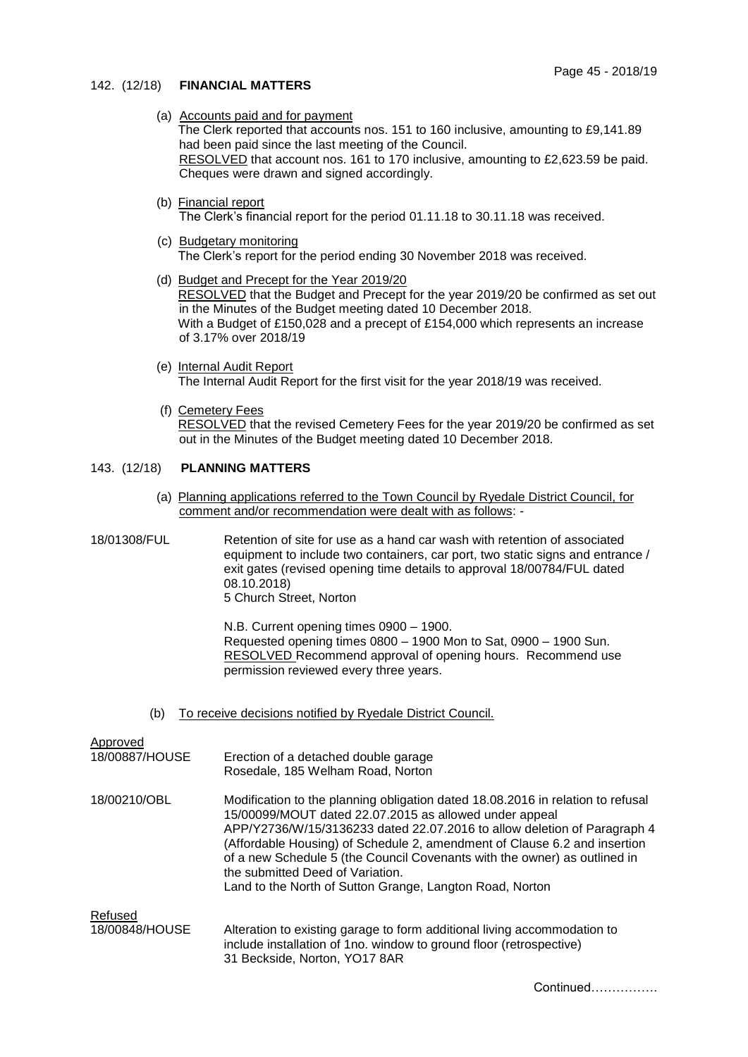## 142. (12/18) **FINANCIAL MATTERS**

(a) Accounts paid and for payment
The Clerk reported that accounts nos. 151 to 160 inclusive, amounting to £9,141.89 had been paid since the last meeting of the Council.
RESOLVED that account nos. 161 to 170 inclusive, amounting to £2,623.59 be paid. Cheques were drawn and signed accordingly.

(b) Financial report
The Clerk's financial report for the period 01.11.18 to 30.11.18 was received.

(c) Budgetary monitoring
The Clerk's report for the period ending 30 November 2018 was received.

(d) Budget and Precept for the Year 2019/20
RESOLVED that the Budget and Precept for the year 2019/20 be confirmed as set out in the Minutes of the Budget meeting dated 10 December 2018.
With a Budget of £150,028 and a precept of £154,000 which represents an increase of 3.17% over 2018/19

(e) Internal Audit Report
The Internal Audit Report for the first visit for the year 2018/19 was received.

(f) Cemetery Fees
RESOLVED that the revised Cemetery Fees for the year 2019/20 be confirmed as set out in the Minutes of the Budget meeting dated 10 December 2018.

## 143. (12/18) **PLANNING MATTERS**

(a) Planning applications referred to the Town Council by Ryedale District Council, for comment and/or recommendation were dealt with as follows: -

18/01308/FUL — Retention of site for use as a hand car wash with retention of associated equipment to include two containers, car port, two static signs and entrance / exit gates (revised opening time details to approval 18/00784/FUL dated 08.10.2018)
5 Church Street, Norton

N.B. Current opening times 0900 – 1900.
Requested opening times 0800 – 1900 Mon to Sat, 0900 – 1900 Sun.
RESOLVED Recommend approval of opening hours. Recommend use permission reviewed every three years.

(b) To receive decisions notified by Ryedale District Council.

Approved

18/00887/HOUSE — Erection of a detached double garage
Rosedale, 185 Welham Road, Norton

18/00210/OBL — Modification to the planning obligation dated 18.08.2016 in relation to refusal 15/00099/MOUT dated 22.07.2015 as allowed under appeal APP/Y2736/W/15/3136233 dated 22.07.2016 to allow deletion of Paragraph 4 (Affordable Housing) of Schedule 2, amendment of Clause 6.2 and insertion of a new Schedule 5 (the Council Covenants with the owner) as outlined in the submitted Deed of Variation.
Land to the North of Sutton Grange, Langton Road, Norton

Refused

18/00848/HOUSE — Alteration to existing garage to form additional living accommodation to include installation of 1no. window to ground floor (retrospective)
31 Beckside, Norton, YO17 8AR

Continued…………….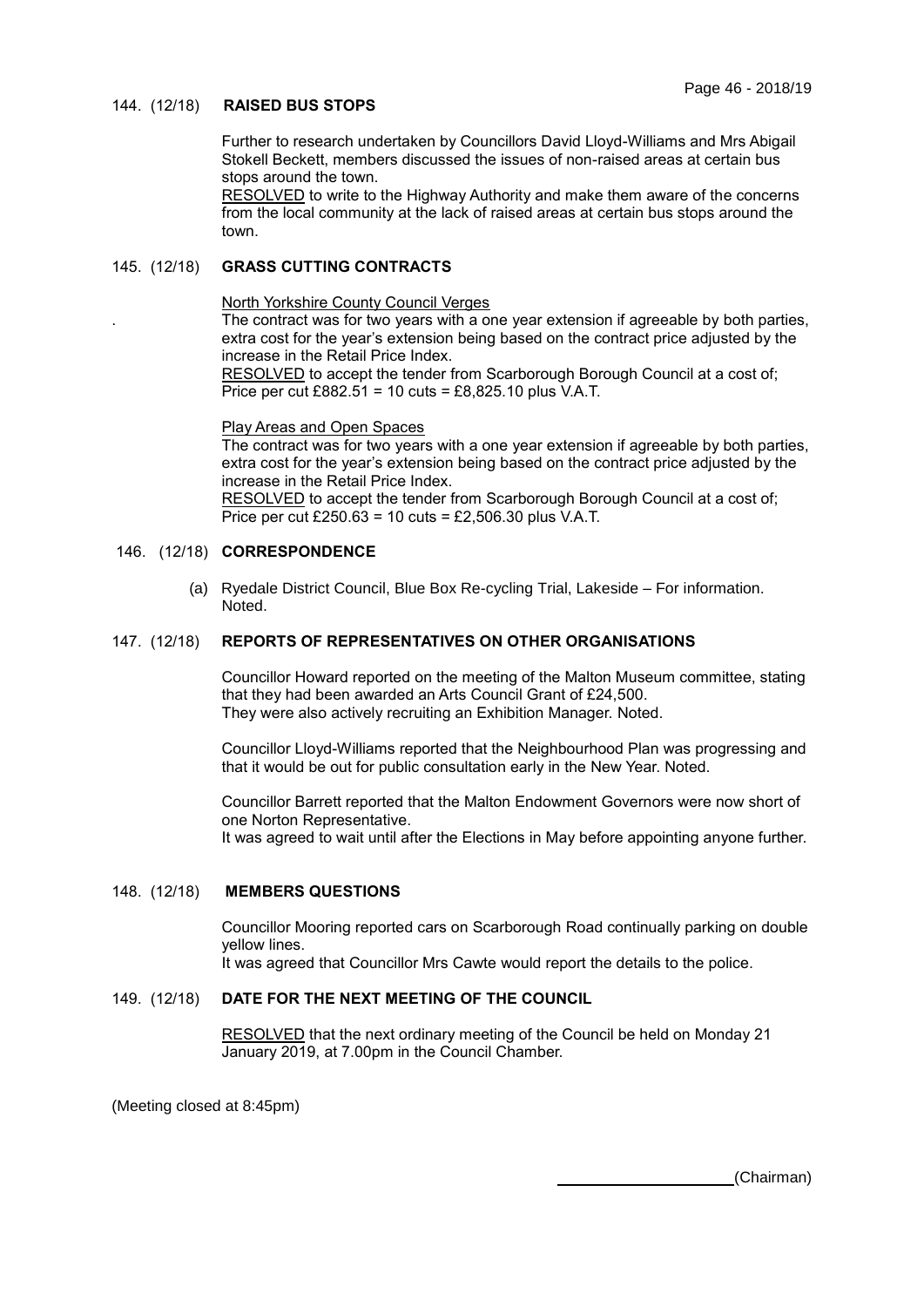144. (12/18) **RAISED BUS STOPS**

Further to research undertaken by Councillors David Lloyd-Williams and Mrs Abigail Stokell Beckett, members discussed the issues of non-raised areas at certain bus stops around the town.

RESOLVED to write to the Highway Authority and make them aware of the concerns from the local community at the lack of raised areas at certain bus stops around the town.

145. (12/18) **GRASS CUTTING CONTRACTS**

North Yorkshire County Council Verges

The contract was for two years with a one year extension if agreeable by both parties, extra cost for the year's extension being based on the contract price adjusted by the increase in the Retail Price Index.

RESOLVED to accept the tender from Scarborough Borough Council at a cost of;
Price per cut £882.51 = 10 cuts = £8,825.10 plus V.A.T.

Play Areas and Open Spaces

The contract was for two years with a one year extension if agreeable by both parties, extra cost for the year's extension being based on the contract price adjusted by the increase in the Retail Price Index.

RESOLVED to accept the tender from Scarborough Borough Council at a cost of;
Price per cut £250.63 = 10 cuts = £2,506.30 plus V.A.T.

146. (12/18) **CORRESPONDENCE**

(a) Ryedale District Council, Blue Box Re-cycling Trial, Lakeside – For information. Noted.

147. (12/18) **REPORTS OF REPRESENTATIVES ON OTHER ORGANISATIONS**

Councillor Howard reported on the meeting of the Malton Museum committee, stating that they had been awarded an Arts Council Grant of £24,500.
They were also actively recruiting an Exhibition Manager. Noted.

Councillor Lloyd-Williams reported that the Neighbourhood Plan was progressing and that it would be out for public consultation early in the New Year. Noted.

Councillor Barrett reported that the Malton Endowment Governors were now short of one Norton Representative.
It was agreed to wait until after the Elections in May before appointing anyone further.

148. (12/18) **MEMBERS QUESTIONS**

Councillor Mooring reported cars on Scarborough Road continually parking on double yellow lines.
It was agreed that Councillor Mrs Cawte would report the details to the police.

149. (12/18) **DATE FOR THE NEXT MEETING OF THE COUNCIL**

RESOLVED that the next ordinary meeting of the Council be held on Monday 21 January 2019, at 7.00pm in the Council Chamber.

(Meeting closed at 8:45pm)

\_\_\_\_\_\_\_\_\_\_\_\_\_\_\_\_\_\_\_\_ (Chairman)